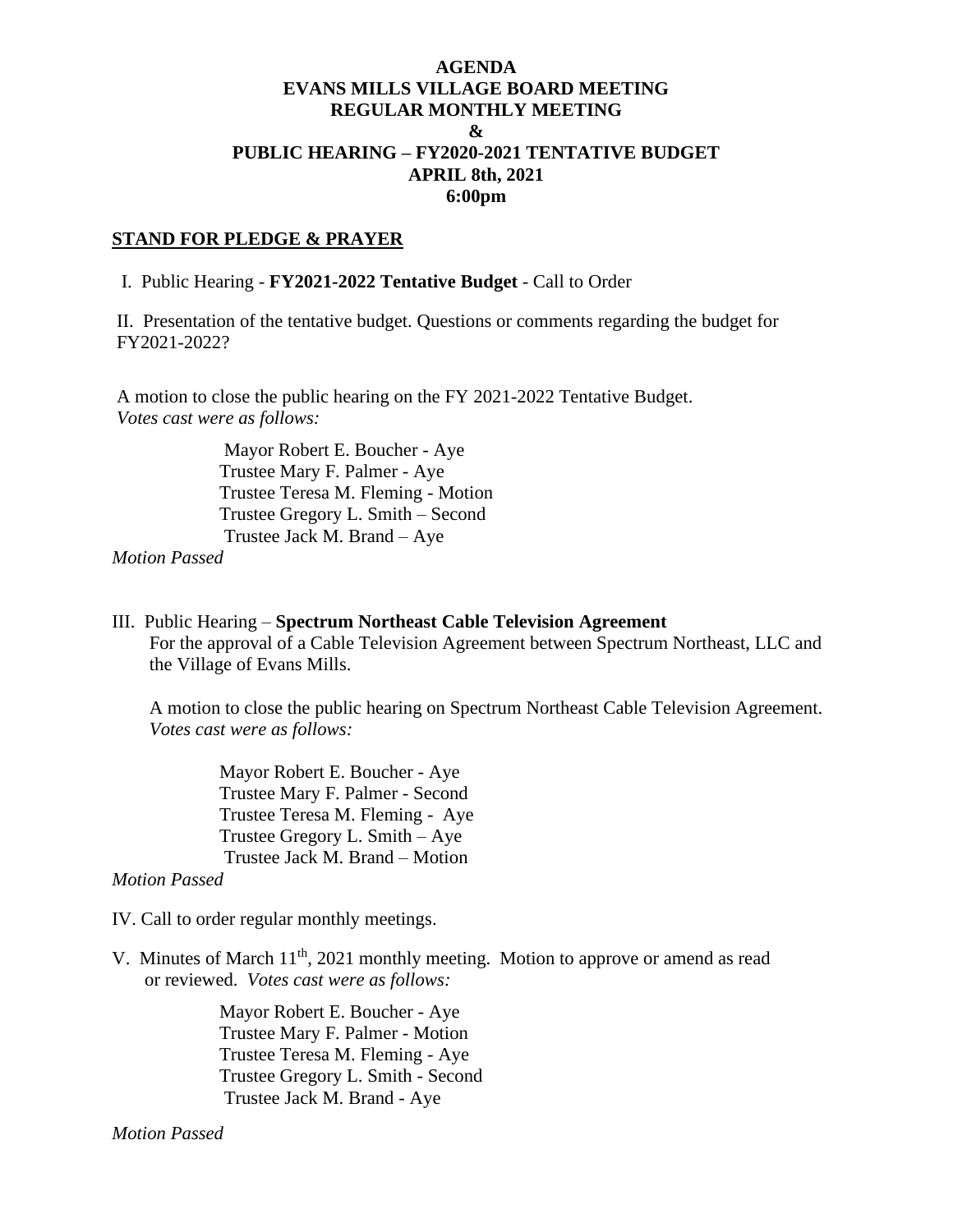# AGENDA
## EVANS MILLS VILLAGE BOARD MEETING
## REGULAR MONTHLY MEETING
## &
## PUBLIC HEARING – FY2020-2021 TENTATIVE BUDGET
## APRIL 8th, 2021
## 6:00pm

**STAND FOR PLEDGE & PRAYER**

I. Public Hearing - **FY2021-2022 Tentative Budget** - Call to Order

II. Presentation of the tentative budget. Questions or comments regarding the budget for FY2021-2022?

A motion to close the public hearing on the FY 2021-2022 Tentative Budget.
*Votes cast were as follows:*

Mayor Robert E. Boucher - Aye
Trustee Mary F. Palmer - Aye
Trustee Teresa M. Fleming - Motion
Trustee Gregory L. Smith – Second
Trustee Jack M. Brand – Aye

*Motion Passed*

III. Public Hearing – **Spectrum Northeast Cable Television Agreement**
For the approval of a Cable Television Agreement between Spectrum Northeast, LLC and the Village of Evans Mills.

A motion to close the public hearing on Spectrum Northeast Cable Television Agreement.
*Votes cast were as follows:*

Mayor Robert E. Boucher - Aye
Trustee Mary F. Palmer - Second
Trustee Teresa M. Fleming - Aye
Trustee Gregory L. Smith – Aye
Trustee Jack M. Brand – Motion

*Motion Passed*

IV. Call to order regular monthly meetings.

V. Minutes of March 11th, 2021 monthly meeting. Motion to approve or amend as read or reviewed. *Votes cast were as follows:*

Mayor Robert E. Boucher - Aye
Trustee Mary F. Palmer - Motion
Trustee Teresa M. Fleming - Aye
Trustee Gregory L. Smith - Second
Trustee Jack M. Brand - Aye

*Motion Passed*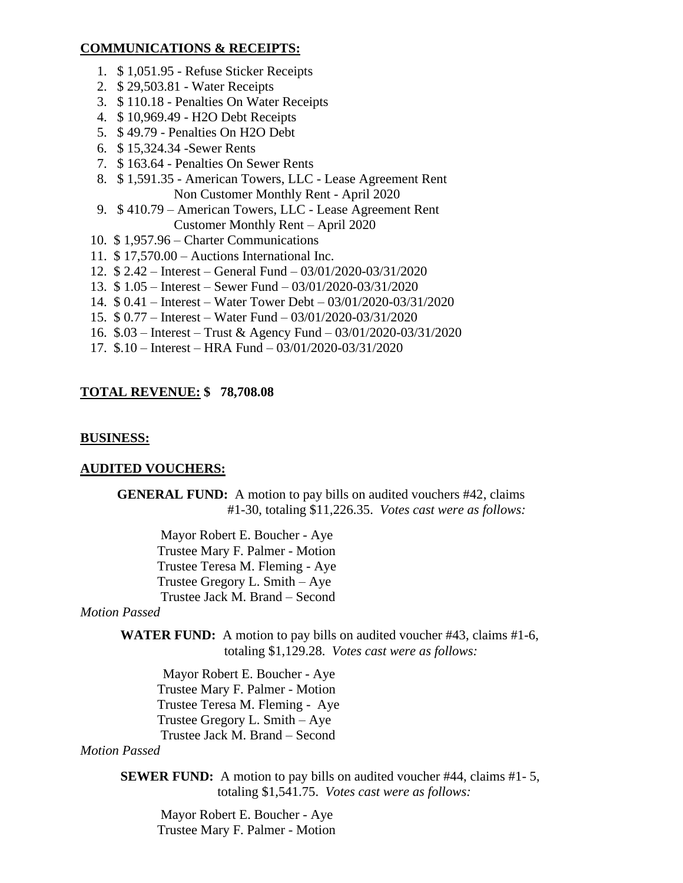**COMMUNICATIONS & RECEIPTS:**

1. $ 1,051.95 - Refuse Sticker Receipts
2. $ 29,503.81 - Water Receipts
3. $ 110.18 - Penalties On Water Receipts
4. $ 10,969.49 - H2O Debt Receipts
5. $ 49.79 - Penalties On H2O Debt
6. $ 15,324.34 -Sewer Rents
7. $ 163.64 - Penalties On Sewer Rents
8. $ 1,591.35 - American Towers, LLC - Lease Agreement Rent
   Non Customer Monthly Rent - April 2020
9. $ 410.79 – American Towers, LLC - Lease Agreement Rent
   Customer Monthly Rent – April 2020
10. $ 1,957.96 – Charter Communications
11. $ 17,570.00 – Auctions International Inc.
12. $ 2.42 – Interest – General Fund – 03/01/2020-03/31/2020
13. $ 1.05 – Interest – Sewer Fund – 03/01/2020-03/31/2020
14. $ 0.41 – Interest – Water Tower Debt – 03/01/2020-03/31/2020
15. $ 0.77 – Interest – Water Fund – 03/01/2020-03/31/2020
16. $.03 – Interest – Trust & Agency Fund – 03/01/2020-03/31/2020
17. $.10 – Interest – HRA Fund – 03/01/2020-03/31/2020

**TOTAL REVENUE: $ 78,708.08**

**BUSINESS:**

**AUDITED VOUCHERS:**

**GENERAL FUND:** A motion to pay bills on audited vouchers #42, claims #1-30, totaling $11,226.35. *Votes cast were as follows:*

Mayor Robert E. Boucher - Aye
Trustee Mary F. Palmer - Motion
Trustee Teresa M. Fleming - Aye
Trustee Gregory L. Smith – Aye
Trustee Jack M. Brand – Second

*Motion Passed*

**WATER FUND:** A motion to pay bills on audited voucher #43, claims #1-6, totaling $1,129.28. *Votes cast were as follows:*

Mayor Robert E. Boucher - Aye
Trustee Mary F. Palmer - Motion
Trustee Teresa M. Fleming - Aye
Trustee Gregory L. Smith – Aye
Trustee Jack M. Brand – Second

*Motion Passed*

**SEWER FUND:** A motion to pay bills on audited voucher #44, claims #1- 5, totaling $1,541.75. *Votes cast were as follows:*

Mayor Robert E. Boucher - Aye
Trustee Mary F. Palmer - Motion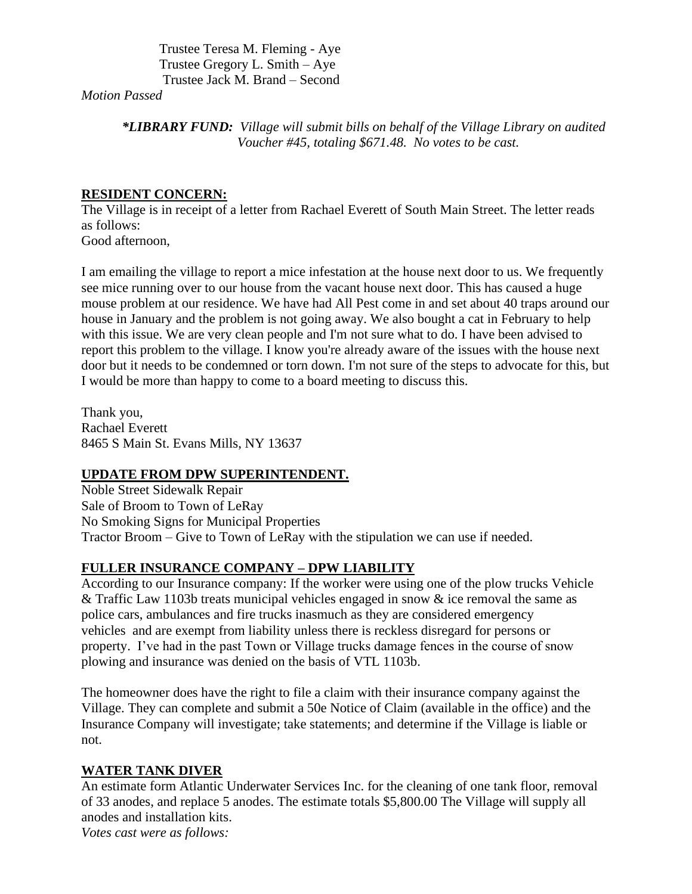Trustee Teresa M. Fleming - Aye
Trustee Gregory L. Smith – Aye
Trustee Jack M. Brand – Second

*Motion Passed*

***LIBRARY FUND:** Village will submit bills on behalf of the Village Library on audited Voucher #45, totaling $671.48. No votes to be cast.*

**RESIDENT CONCERN:**

The Village is in receipt of a letter from Rachael Everett of South Main Street. The letter reads as follows:

Good afternoon,

I am emailing the village to report a mice infestation at the house next door to us. We frequently see mice running over to our house from the vacant house next door. This has caused a huge mouse problem at our residence. We have had All Pest come in and set about 40 traps around our house in January and the problem is not going away. We also bought a cat in February to help with this issue. We are very clean people and I'm not sure what to do. I have been advised to report this problem to the village. I know you're already aware of the issues with the house next door but it needs to be condemned or torn down. I'm not sure of the steps to advocate for this, but I would be more than happy to come to a board meeting to discuss this.

Thank you,
Rachael Everett
8465 S Main St. Evans Mills, NY 13637

**UPDATE FROM DPW SUPERINTENDENT.**

Noble Street Sidewalk Repair
Sale of Broom to Town of LeRay
No Smoking Signs for Municipal Properties
Tractor Broom – Give to Town of LeRay with the stipulation we can use if needed.

**FULLER INSURANCE COMPANY – DPW LIABILITY**

According to our Insurance company: If the worker were using one of the plow trucks Vehicle & Traffic Law 1103b treats municipal vehicles engaged in snow & ice removal the same as police cars, ambulances and fire trucks inasmuch as they are considered emergency vehicles and are exempt from liability unless there is reckless disregard for persons or property. I've had in the past Town or Village trucks damage fences in the course of snow plowing and insurance was denied on the basis of VTL 1103b.

The homeowner does have the right to file a claim with their insurance company against the Village. They can complete and submit a 50e Notice of Claim (available in the office) and the Insurance Company will investigate; take statements; and determine if the Village is liable or not.

**WATER TANK DIVER**

An estimate form Atlantic Underwater Services Inc. for the cleaning of one tank floor, removal of 33 anodes, and replace 5 anodes. The estimate totals $5,800.00 The Village will supply all anodes and installation kits.

*Votes cast were as follows:*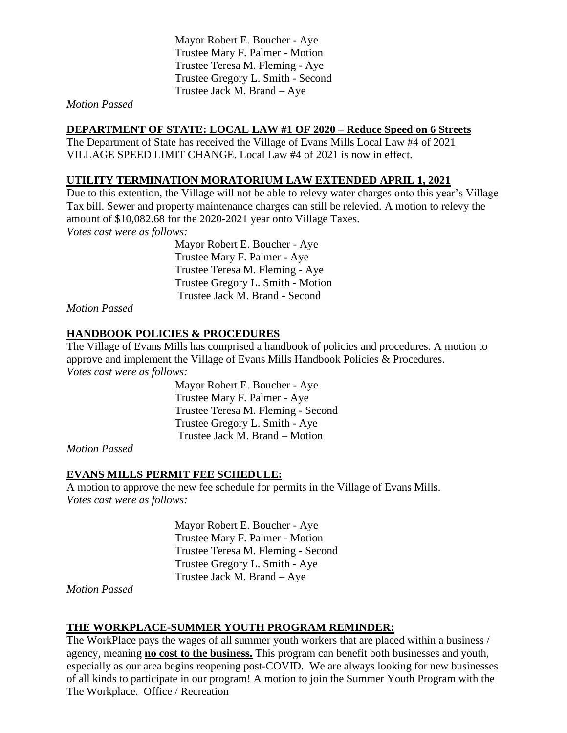Mayor Robert E. Boucher - Aye
Trustee Mary F. Palmer - Motion
Trustee Teresa M. Fleming - Aye
Trustee Gregory L. Smith - Second
Trustee Jack M. Brand – Aye

*Motion Passed*

**DEPARTMENT OF STATE: LOCAL LAW #1 OF 2020 – Reduce Speed on 6 Streets**

The Department of State has received the Village of Evans Mills Local Law #4 of 2021 VILLAGE SPEED LIMIT CHANGE. Local Law #4 of 2021 is now in effect.

**UTILITY TERMINATION MORATORIUM LAW EXTENDED APRIL 1, 2021**

Due to this extention, the Village will not be able to relevy water charges onto this year's Village Tax bill. Sewer and property maintenance charges can still be relevied. A motion to relevy the amount of $10,082.68 for the 2020-2021 year onto Village Taxes.

*Votes cast were as follows:*

Mayor Robert E. Boucher - Aye
Trustee Mary F. Palmer - Aye
Trustee Teresa M. Fleming - Aye
Trustee Gregory L. Smith - Motion
Trustee Jack M. Brand - Second

*Motion Passed*

**HANDBOOK POLICIES & PROCEDURES**

The Village of Evans Mills has comprised a handbook of policies and procedures. A motion to approve and implement the Village of Evans Mills Handbook Policies & Procedures.

*Votes cast were as follows:*

Mayor Robert E. Boucher - Aye
Trustee Mary F. Palmer - Aye
Trustee Teresa M. Fleming - Second
Trustee Gregory L. Smith - Aye
Trustee Jack M. Brand – Motion

*Motion Passed*

**EVANS MILLS PERMIT FEE SCHEDULE:**

A motion to approve the new fee schedule for permits in the Village of Evans Mills.

*Votes cast were as follows:*

Mayor Robert E. Boucher - Aye
Trustee Mary F. Palmer - Motion
Trustee Teresa M. Fleming - Second
Trustee Gregory L. Smith - Aye
Trustee Jack M. Brand – Aye

*Motion Passed*

**THE WORKPLACE-SUMMER YOUTH PROGRAM REMINDER:**

The WorkPlace pays the wages of all summer youth workers that are placed within a business / agency, meaning **no cost to the business.** This program can benefit both businesses and youth, especially as our area begins reopening post-COVID. We are always looking for new businesses of all kinds to participate in our program! A motion to join the Summer Youth Program with the The Workplace. Office / Recreation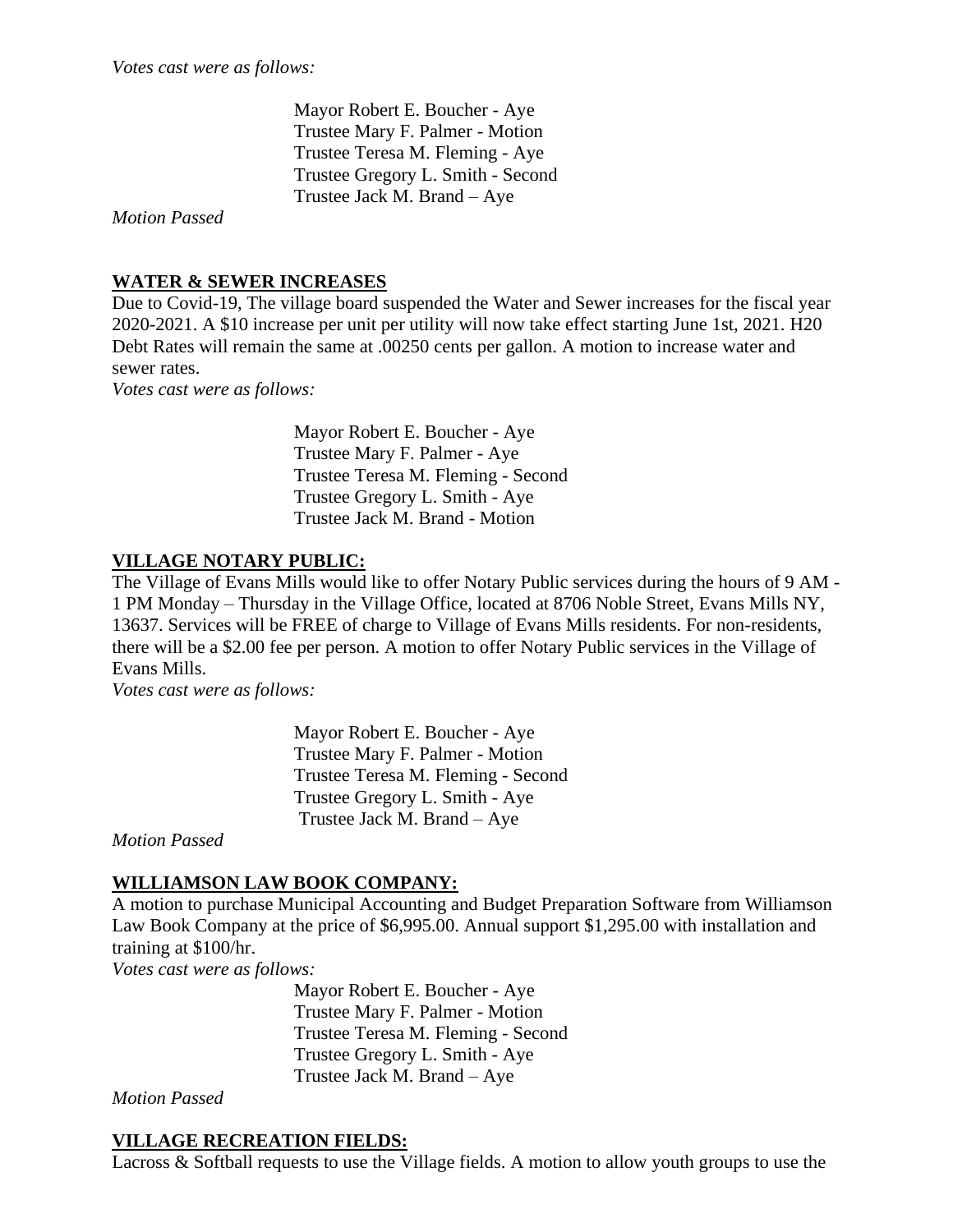*Votes cast were as follows:*

Mayor Robert E. Boucher - Aye
Trustee Mary F. Palmer - Motion
Trustee Teresa M. Fleming - Aye
Trustee Gregory L. Smith - Second
Trustee Jack M. Brand – Aye

*Motion Passed*

**WATER & SEWER INCREASES**

Due to Covid-19, The village board suspended the Water and Sewer increases for the fiscal year 2020-2021. A $10 increase per unit per utility will now take effect starting June 1st, 2021. H20 Debt Rates will remain the same at .00250 cents per gallon. A motion to increase water and sewer rates.

*Votes cast were as follows:*

Mayor Robert E. Boucher - Aye
Trustee Mary F. Palmer - Aye
Trustee Teresa M. Fleming - Second
Trustee Gregory L. Smith - Aye
Trustee Jack M. Brand - Motion

**VILLAGE NOTARY PUBLIC:**

The Village of Evans Mills would like to offer Notary Public services during the hours of 9 AM - 1 PM Monday – Thursday in the Village Office, located at 8706 Noble Street, Evans Mills NY, 13637. Services will be FREE of charge to Village of Evans Mills residents. For non-residents, there will be a $2.00 fee per person. A motion to offer Notary Public services in the Village of Evans Mills.

*Votes cast were as follows:*

Mayor Robert E. Boucher - Aye
Trustee Mary F. Palmer - Motion
Trustee Teresa M. Fleming - Second
Trustee Gregory L. Smith - Aye
Trustee Jack M. Brand – Aye

*Motion Passed*

**WILLIAMSON LAW BOOK COMPANY:**

A motion to purchase Municipal Accounting and Budget Preparation Software from Williamson Law Book Company at the price of $6,995.00. Annual support $1,295.00 with installation and training at $100/hr.

*Votes cast were as follows:*

Mayor Robert E. Boucher - Aye
Trustee Mary F. Palmer - Motion
Trustee Teresa M. Fleming - Second
Trustee Gregory L. Smith - Aye
Trustee Jack M. Brand – Aye

*Motion Passed*

**VILLAGE RECREATION FIELDS:**

Lacross & Softball requests to use the Village fields. A motion to allow youth groups to use the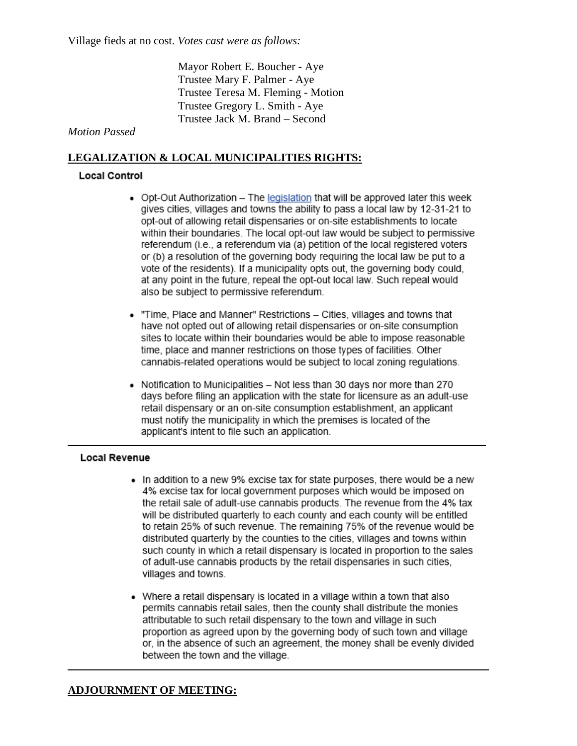Village fieds at no cost. *Votes cast were as follows:*

Mayor Robert E. Boucher - Aye
Trustee Mary F. Palmer - Aye
Trustee Teresa M. Fleming - Motion
Trustee Gregory L. Smith - Aye
Trustee Jack M. Brand – Second

*Motion Passed*

## LEGALIZATION & LOCAL MUNICIPALITIES RIGHTS:

### Local Control

- Opt-Out Authorization – The legislation that will be approved later this week gives cities, villages and towns the ability to pass a local law by 12-31-21 to opt-out of allowing retail dispensaries or on-site establishments to locate within their boundaries. The local opt-out law would be subject to permissive referendum (i.e., a referendum via (a) petition of the local registered voters or (b) a resolution of the governing body requiring the local law be put to a vote of the residents). If a municipality opts out, the governing body could, at any point in the future, repeal the opt-out local law. Such repeal would also be subject to permissive referendum.
- "Time, Place and Manner" Restrictions – Cities, villages and towns that have not opted out of allowing retail dispensaries or on-site consumption sites to locate within their boundaries would be able to impose reasonable time, place and manner restrictions on those types of facilities. Other cannabis-related operations would be subject to local zoning regulations.
- Notification to Municipalities – Not less than 30 days nor more than 270 days before filing an application with the state for licensure as an adult-use retail dispensary or an on-site consumption establishment, an applicant must notify the municipality in which the premises is located of the applicant's intent to file such an application.

---

### Local Revenue

- In addition to a new 9% excise tax for state purposes, there would be a new 4% excise tax for local government purposes which would be imposed on the retail sale of adult-use cannabis products. The revenue from the 4% tax will be distributed quarterly to each county and each county will be entitled to retain 25% of such revenue. The remaining 75% of the revenue would be distributed quarterly by the counties to the cities, villages and towns within such county in which a retail dispensary is located in proportion to the sales of adult-use cannabis products by the retail dispensaries in such cities, villages and towns.
- Where a retail dispensary is located in a village within a town that also permits cannabis retail sales, then the county shall distribute the monies attributable to such retail dispensary to the town and village in such proportion as agreed upon by the governing body of such town and village or, in the absence of such an agreement, the money shall be evenly divided between the town and the village.

---

## ADJOURNMENT OF MEETING: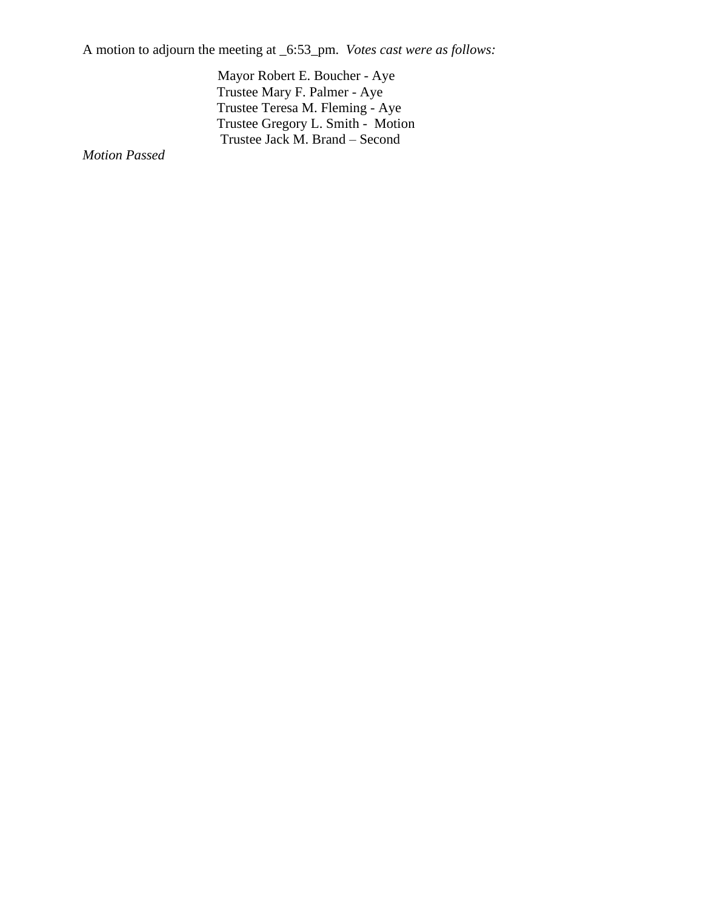A motion to adjourn the meeting at _6:53_pm. *Votes cast were as follows:*

Mayor Robert E. Boucher - Aye
Trustee Mary F. Palmer - Aye
Trustee Teresa M. Fleming - Aye
Trustee Gregory L. Smith - Motion
Trustee Jack M. Brand – Second

*Motion Passed*